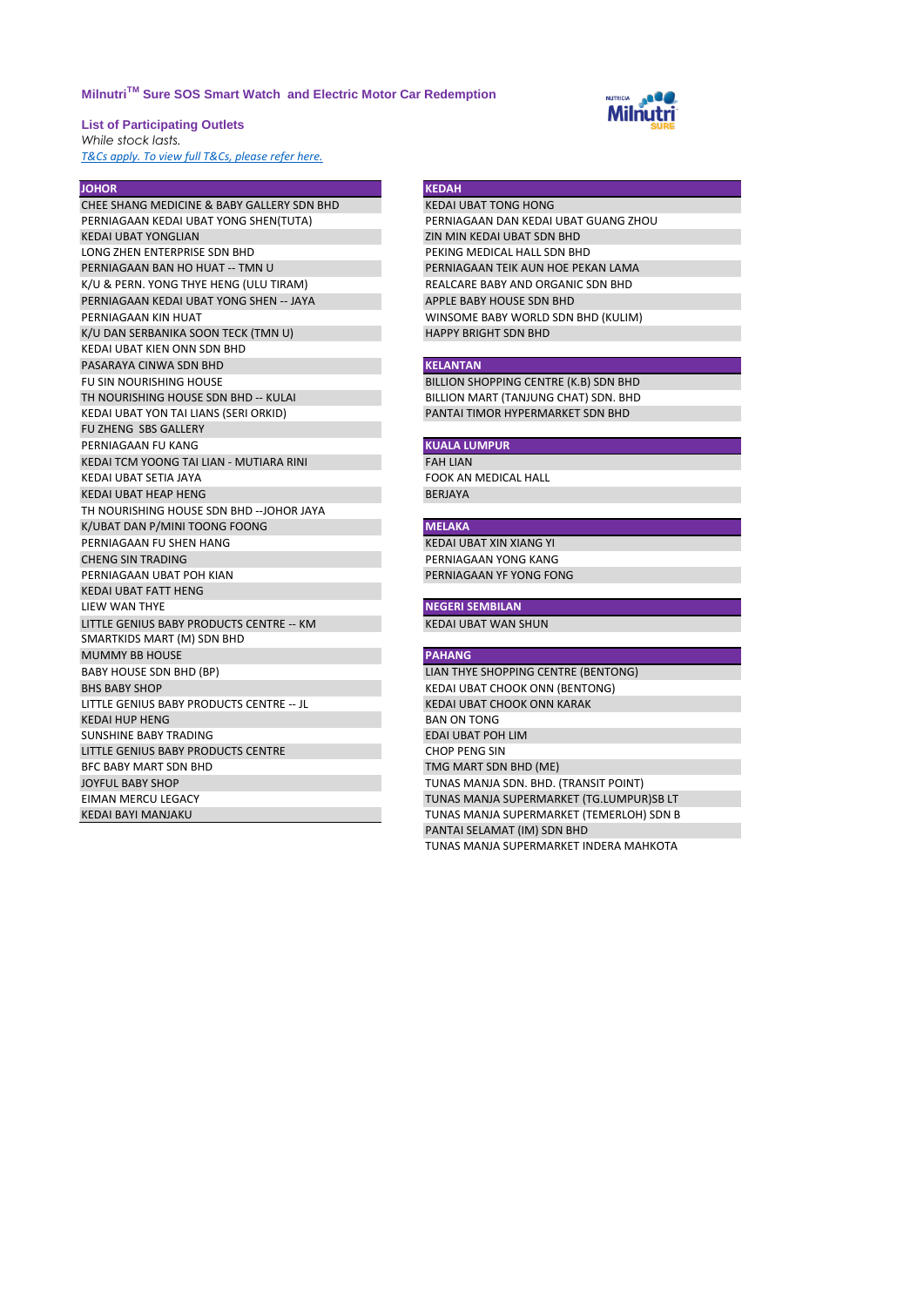# Milnutri[TM] Sure SOS Smart Watch and Electric Motor Car Redemption

**List of Participating Outlets**

*While stock lasts.*

*T&Cs apply. To view full T&Cs, please refer here.*

| JOHOR |
|---|
| CHEE SHANG MEDICINE & BABY GALLERY SDN BHD |
| PERNIAGAAN KEDAI UBAT YONG SHEN(TUTA) |
| KEDAI UBAT YONGLIAN |
| LONG ZHEN ENTERPRISE SDN BHD |
| PERNIAGAAN BAN HO HUAT -- TMN U |
| K/U & PERN. YONG THYE HENG (ULU TIRAM) |
| PERNIAGAAN KEDAI UBAT YONG SHEN -- JAYA |
| PERNIAGAAN KIN HUAT |
| K/U DAN SERBANIKA SOON TECK (TMN U) |
| KEDAI UBAT KIEN ONN SDN BHD |
| PASARAYA CINWA SDN BHD |
| FU SIN NOURISHING HOUSE |
| TH NOURISHING HOUSE SDN BHD -- KULAI |
| KEDAI UBAT YON TAI LIANS (SERI ORKID) |
| FU ZHENG SBS GALLERY |
| PERNIAGAAN FU KANG |
| KEDAI TCM YOONG TAI LIAN - MUTIARA RINI |
| KEDAI UBAT SETIA JAYA |
| KEDAI UBAT HEAP HENG |
| TH NOURISHING HOUSE SDN BHD --JOHOR JAYA |
| K/UBAT DAN P/MINI TOONG FOONG |
| PERNIAGAAN FU SHEN HANG |
| CHENG SIN TRADING |
| PERNIAGAAN UBAT POH KIAN |
| KEDAI UBAT FATT HENG |
| LIEW WAN THYE |
| LITTLE GENIUS BABY PRODUCTS CENTRE -- KM |
| SMARTKIDS MART (M) SDN BHD |
| MUMMY BB HOUSE |
| BABY HOUSE SDN BHD (BP) |
| BHS BABY SHOP |
| LITTLE GENIUS BABY PRODUCTS CENTRE -- JL |
| KEDAI HUP HENG |
| SUNSHINE BABY TRADING |
| LITTLE GENIUS BABY PRODUCTS CENTRE |
| BFC BABY MART SDN BHD |
| JOYFUL BABY SHOP |
| EIMAN MERCU LEGACY |
| KEDAI BAYI MANJAKU |

| KEDAH |
|---|
| KEDAI UBAT TONG HONG |
| PERNIAGAAN DAN KEDAI UBAT GUANG ZHOU |
| ZIN MIN KEDAI UBAT SDN BHD |
| PEKING MEDICAL HALL SDN BHD |
| PERNIAGAAN TEIK AUN HOE PEKAN LAMA |
| REALCARE BABY AND ORGANIC SDN BHD |
| APPLE BABY HOUSE SDN BHD |
| WINSOME BABY WORLD SDN BHD (KULIM) |
| HAPPY BRIGHT SDN BHD |

| KELANTAN |
|---|
| BILLION SHOPPING CENTRE (K.B) SDN BHD |
| BILLION MART (TANJUNG CHAT) SDN. BHD |
| PANTAI TIMOR HYPERMARKET SDN BHD |

| KUALA LUMPUR |
|---|
| FAH LIAN |
| FOOK AN MEDICAL HALL |
| BERJAYA |

| MELAKA |
|---|
| KEDAI UBAT XIN XIANG YI |
| PERNIAGAAN YONG KANG |
| PERNIAGAAN YF YONG FONG |

| NEGERI SEMBILAN |
|---|
| KEDAI UBAT WAN SHUN |

| PAHANG |
|---|
| LIAN THYE SHOPPING CENTRE (BENTONG) |
| KEDAI UBAT CHOOK ONN (BENTONG) |
| KEDAI UBAT CHOOK ONN KARAK |
| BAN ON TONG |
| EDAI UBAT POH LIM |
| CHOP PENG SIN |
| TMG MART SDN BHD (ME) |
| TUNAS MANJA SDN. BHD. (TRANSIT POINT) |
| TUNAS MANJA SUPERMARKET (TG.LUMPUR)SB LT |
| TUNAS MANJA SUPERMARKET (TEMERLOH) SDN B |
| PANTAI SELAMAT (IM) SDN BHD |
| TUNAS MANJA SUPERMARKET INDERA MAHKOTA |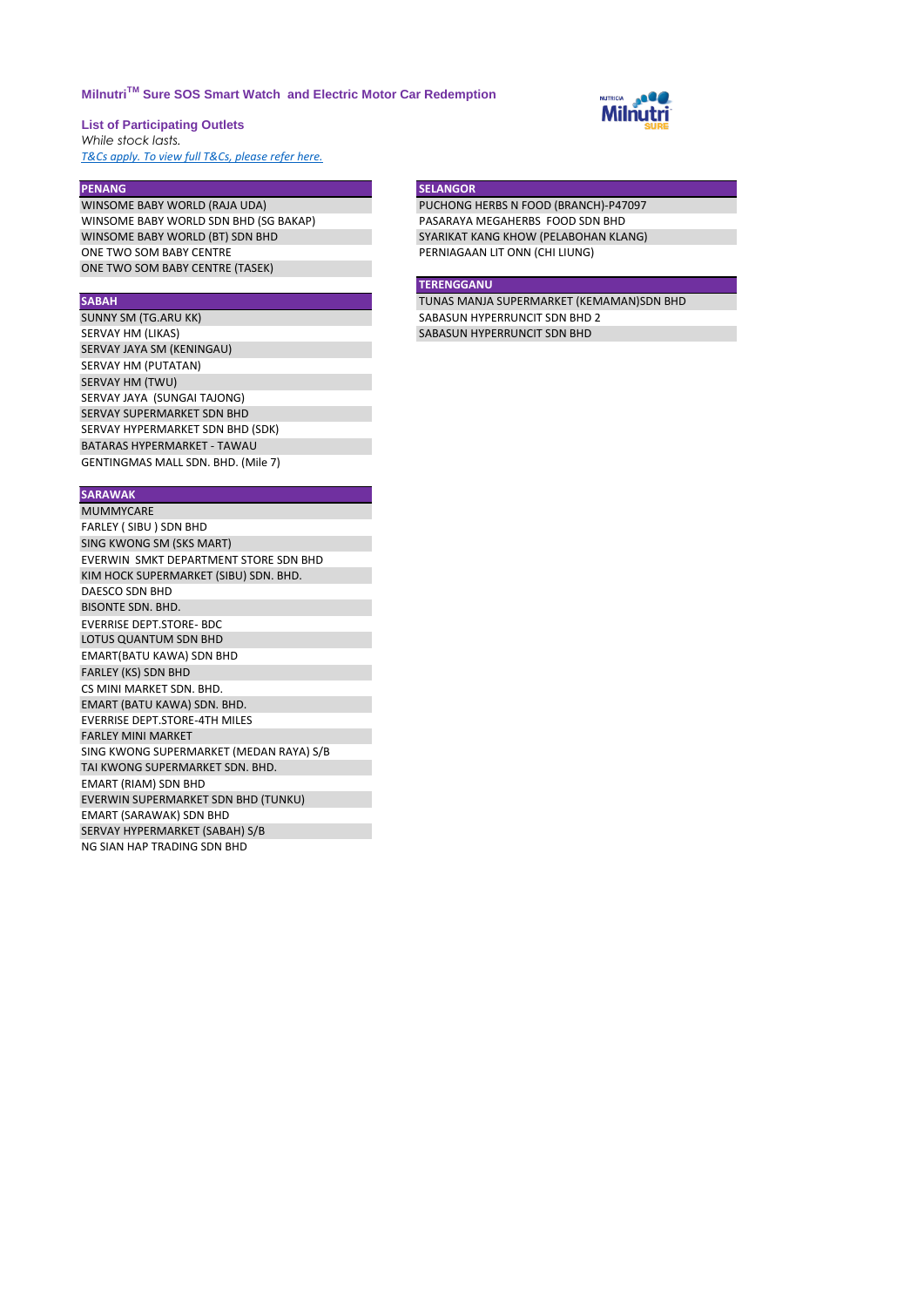## Milnutri$^{TM}$ Sure SOS Smart Watch and Electric Motor Car Redemption

### List of Participating Outlets

*While stock lasts.*

*T&Cs apply. To view full T&Cs, please refer here.*

| PENANG |
| --- |
| WINSOME BABY WORLD (RAJA UDA) |
| WINSOME BABY WORLD SDN BHD (SG BAKAP) |
| WINSOME BABY WORLD (BT) SDN BHD |
| ONE TWO SOM BABY CENTRE |
| ONE TWO SOM BABY CENTRE (TASEK) |

| SABAH |
| --- |
| SUNNY SM (TG.ARU KK) |
| SERVAY HM (LIKAS) |
| SERVAY JAYA SM (KENINGAU) |
| SERVAY HM (PUTATAN) |
| SERVAY HM (TWU) |
| SERVAY JAYA (SUNGAI TAJONG) |
| SERVAY SUPERMARKET SDN BHD |
| SERVAY HYPERMARKET SDN BHD (SDK) |
| BATARAS HYPERMARKET - TAWAU |
| GENTINGMAS MALL SDN. BHD. (Mile 7) |

| SARAWAK |
| --- |
| MUMMYCARE |
| FARLEY ( SIBU ) SDN BHD |
| SING KWONG SM (SKS MART) |
| EVERWIN SMKT DEPARTMENT STORE SDN BHD |
| KIM HOCK SUPERMARKET (SIBU) SDN. BHD. |
| DAESCO SDN BHD |
| BISONTE SDN. BHD. |
| EVERRISE DEPT.STORE- BDC |
| LOTUS QUANTUM SDN BHD |
| EMART(BATU KAWA) SDN BHD |
| FARLEY (KS) SDN BHD |
| CS MINI MARKET SDN. BHD. |
| EMART (BATU KAWA) SDN. BHD. |
| EVERRISE DEPT.STORE-4TH MILES |
| FARLEY MINI MARKET |
| SING KWONG SUPERMARKET (MEDAN RAYA) S/B |
| TAI KWONG SUPERMARKET SDN. BHD. |
| EMART (RIAM) SDN BHD |
| EVERWIN SUPERMARKET SDN BHD (TUNKU) |
| EMART (SARAWAK) SDN BHD |
| SERVAY HYPERMARKET (SABAH) S/B |
| NG SIAN HAP TRADING SDN BHD |

| SELANGOR |
| --- |
| PUCHONG HERBS N FOOD (BRANCH)-P47097 |
| PASARAYA MEGAHERBS FOOD SDN BHD |
| SYARIKAT KANG KHOW (PELABOHAN KLANG) |
| PERNIAGAAN LIT ONN (CHI LIUNG) |

| TERENGGANU |
| --- |
| TUNAS MANJA SUPERMARKET (KEMAMAN)SDN BHD |
| SABASUN HYPERRUNCIT SDN BHD 2 |
| SABASUN HYPERRUNCIT SDN BHD |